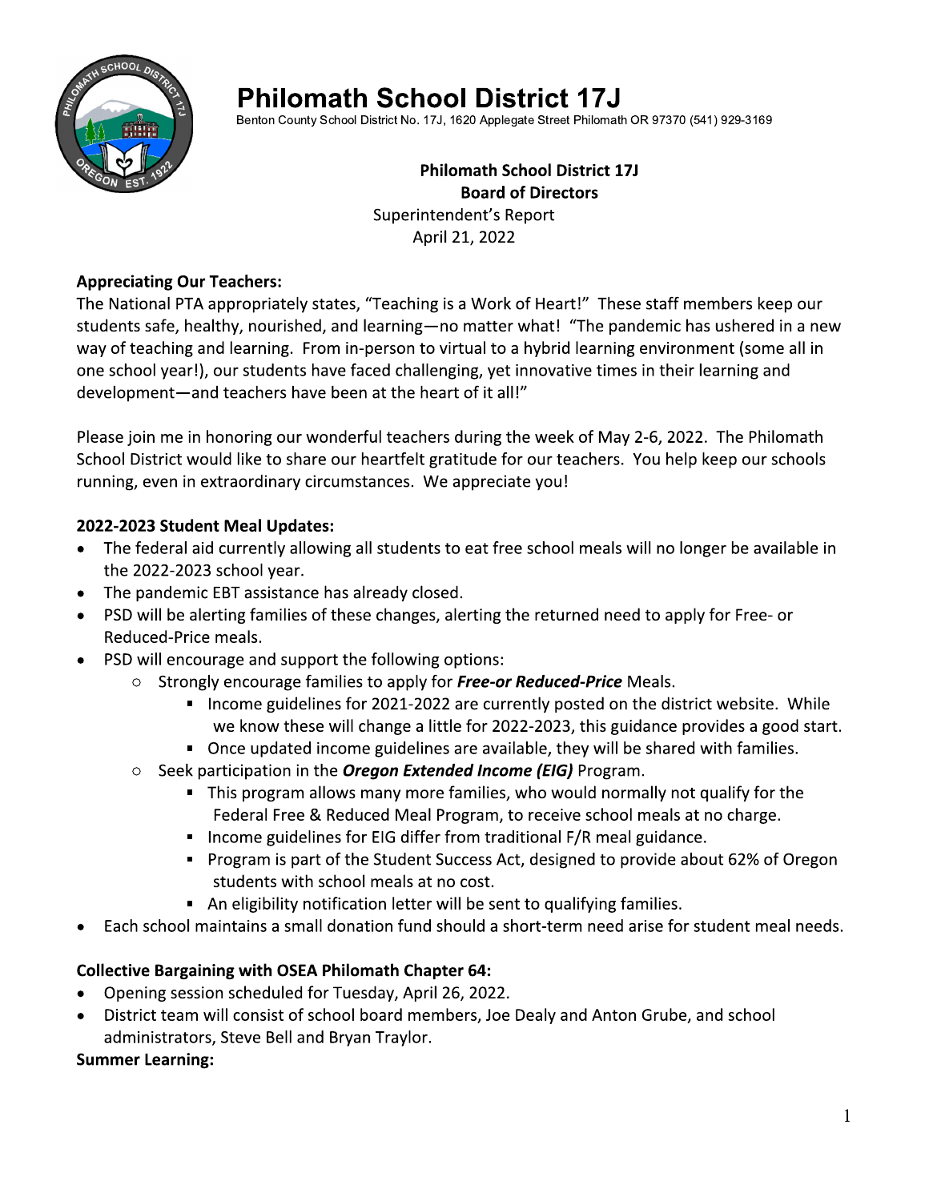# Philomath School District 17J

Benton County School District No. 17J, 1620 Applegate Street Philomath OR 97370 (541) 929-3169

**Philomath School District 17J**
**Board of Directors**
Superintendent's Report
April 21, 2022

**Appreciating Our Teachers:**

The National PTA appropriately states, "Teaching is a Work of Heart!" These staff members keep our students safe, healthy, nourished, and learning—no matter what! "The pandemic has ushered in a new way of teaching and learning. From in-person to virtual to a hybrid learning environment (some all in one school year!), our students have faced challenging, yet innovative times in their learning and development—and teachers have been at the heart of it all!"

Please join me in honoring our wonderful teachers during the week of May 2-6, 2022. The Philomath School District would like to share our heartfelt gratitude for our teachers. You help keep our schools running, even in extraordinary circumstances. We appreciate you!

**2022-2023 Student Meal Updates:**

- The federal aid currently allowing all students to eat free school meals will no longer be available in the 2022-2023 school year.
- The pandemic EBT assistance has already closed.
- PSD will be alerting families of these changes, alerting the returned need to apply for Free- or Reduced-Price meals.
- PSD will encourage and support the following options:
  - Strongly encourage families to apply for ***Free-or Reduced-Price*** Meals.
    - Income guidelines for 2021-2022 are currently posted on the district website. While we know these will change a little for 2022-2023, this guidance provides a good start.
    - Once updated income guidelines are available, they will be shared with families.
  - Seek participation in the ***Oregon Extended Income (EIG)*** Program.
    - This program allows many more families, who would normally not qualify for the Federal Free & Reduced Meal Program, to receive school meals at no charge.
    - Income guidelines for EIG differ from traditional F/R meal guidance.
    - Program is part of the Student Success Act, designed to provide about 62% of Oregon students with school meals at no cost.
    - An eligibility notification letter will be sent to qualifying families.
- Each school maintains a small donation fund should a short-term need arise for student meal needs.

**Collective Bargaining with OSEA Philomath Chapter 64:**

- Opening session scheduled for Tuesday, April 26, 2022.
- District team will consist of school board members, Joe Dealy and Anton Grube, and school administrators, Steve Bell and Bryan Traylor.

**Summer Learning:**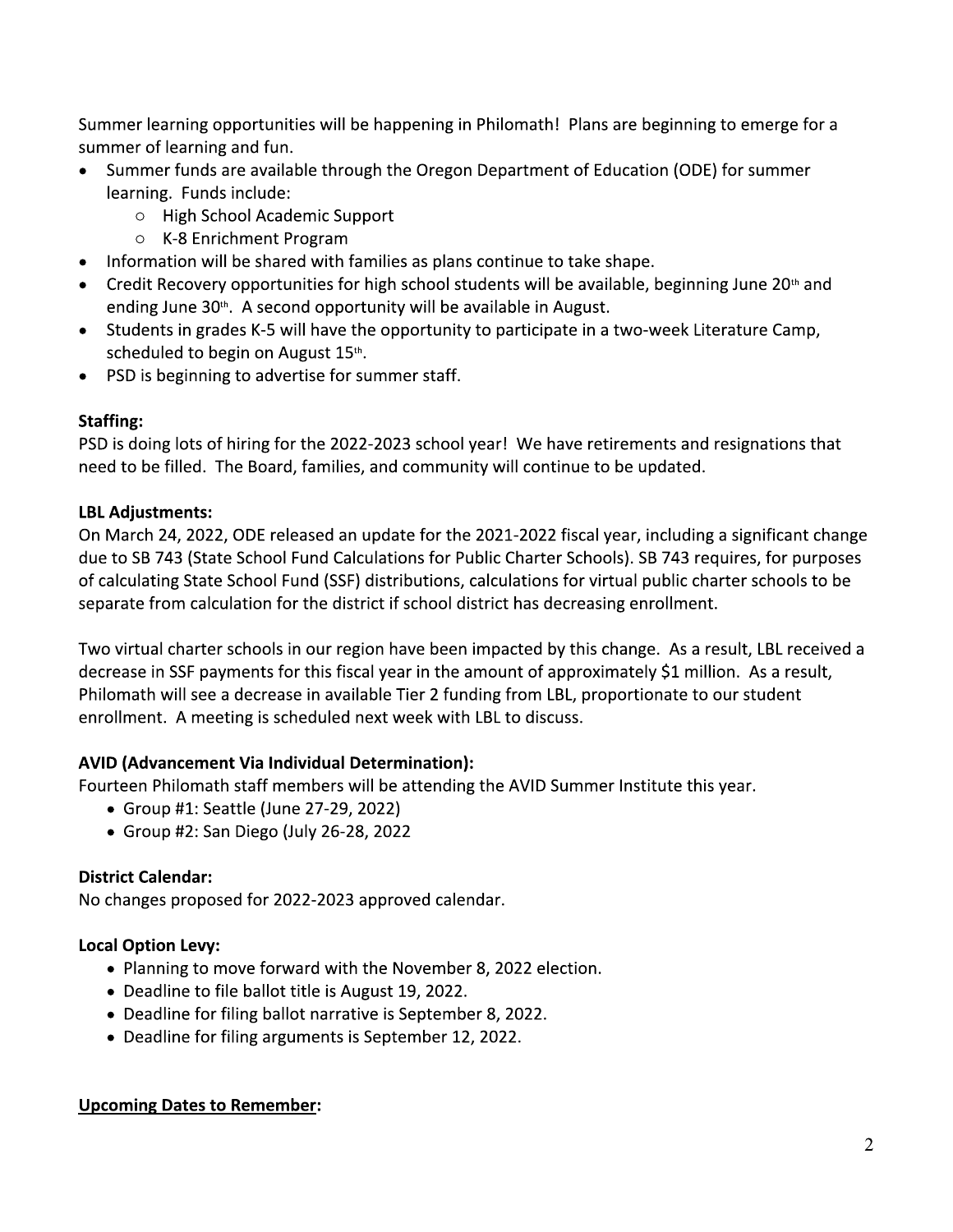Summer learning opportunities will be happening in Philomath! Plans are beginning to emerge for a summer of learning and fun.

- Summer funds are available through the Oregon Department of Education (ODE) for summer learning. Funds include:
  - High School Academic Support
  - K-8 Enrichment Program
- Information will be shared with families as plans continue to take shape.
- Credit Recovery opportunities for high school students will be available, beginning June 20th and ending June 30th. A second opportunity will be available in August.
- Students in grades K-5 will have the opportunity to participate in a two-week Literature Camp, scheduled to begin on August 15th.
- PSD is beginning to advertise for summer staff.

**Staffing:**
PSD is doing lots of hiring for the 2022-2023 school year! We have retirements and resignations that need to be filled. The Board, families, and community will continue to be updated.

**LBL Adjustments:**
On March 24, 2022, ODE released an update for the 2021-2022 fiscal year, including a significant change due to SB 743 (State School Fund Calculations for Public Charter Schools). SB 743 requires, for purposes of calculating State School Fund (SSF) distributions, calculations for virtual public charter schools to be separate from calculation for the district if school district has decreasing enrollment.

Two virtual charter schools in our region have been impacted by this change. As a result, LBL received a decrease in SSF payments for this fiscal year in the amount of approximately $1 million. As a result, Philomath will see a decrease in available Tier 2 funding from LBL, proportionate to our student enrollment. A meeting is scheduled next week with LBL to discuss.

**AVID (Advancement Via Individual Determination):**
Fourteen Philomath staff members will be attending the AVID Summer Institute this year.

- Group #1: Seattle (June 27-29, 2022)
- Group #2: San Diego (July 26-28, 2022

**District Calendar:**
No changes proposed for 2022-2023 approved calendar.

**Local Option Levy:**

- Planning to move forward with the November 8, 2022 election.
- Deadline to file ballot title is August 19, 2022.
- Deadline for filing ballot narrative is September 8, 2022.
- Deadline for filing arguments is September 12, 2022.

**Upcoming Dates to Remember:**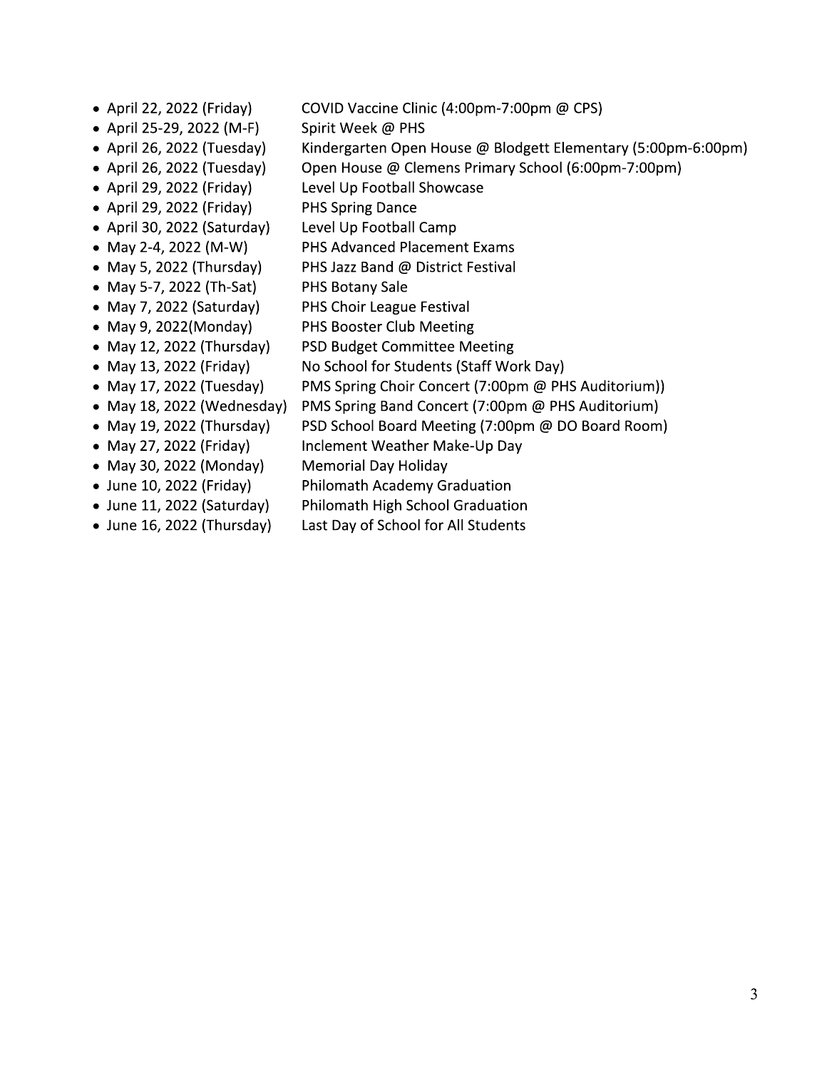- April 22, 2022 (Friday) COVID Vaccine Clinic (4:00pm-7:00pm @ CPS)
- April 25-29, 2022 (M-F) Spirit Week @ PHS
- April 26, 2022 (Tuesday) Kindergarten Open House @ Blodgett Elementary (5:00pm-6:00pm)
- April 26, 2022 (Tuesday) Open House @ Clemens Primary School (6:00pm-7:00pm)
- April 29, 2022 (Friday) Level Up Football Showcase
- April 29, 2022 (Friday) PHS Spring Dance
- April 30, 2022 (Saturday) Level Up Football Camp
- May 2-4, 2022 (M-W) PHS Advanced Placement Exams
- May 5, 2022 (Thursday) PHS Jazz Band @ District Festival
- May 5-7, 2022 (Th-Sat) PHS Botany Sale
- May 7, 2022 (Saturday) PHS Choir League Festival
- May 9, 2022(Monday) PHS Booster Club Meeting
- May 12, 2022 (Thursday) PSD Budget Committee Meeting
- May 13, 2022 (Friday) No School for Students (Staff Work Day)
- May 17, 2022 (Tuesday) PMS Spring Choir Concert (7:00pm @ PHS Auditorium))
- May 18, 2022 (Wednesday) PMS Spring Band Concert (7:00pm @ PHS Auditorium)
- May 19, 2022 (Thursday) PSD School Board Meeting (7:00pm @ DO Board Room)
- May 27, 2022 (Friday) Inclement Weather Make-Up Day
- May 30, 2022 (Monday) Memorial Day Holiday
- June 10, 2022 (Friday) Philomath Academy Graduation
- June 11, 2022 (Saturday) Philomath High School Graduation
- June 16, 2022 (Thursday) Last Day of School for All Students